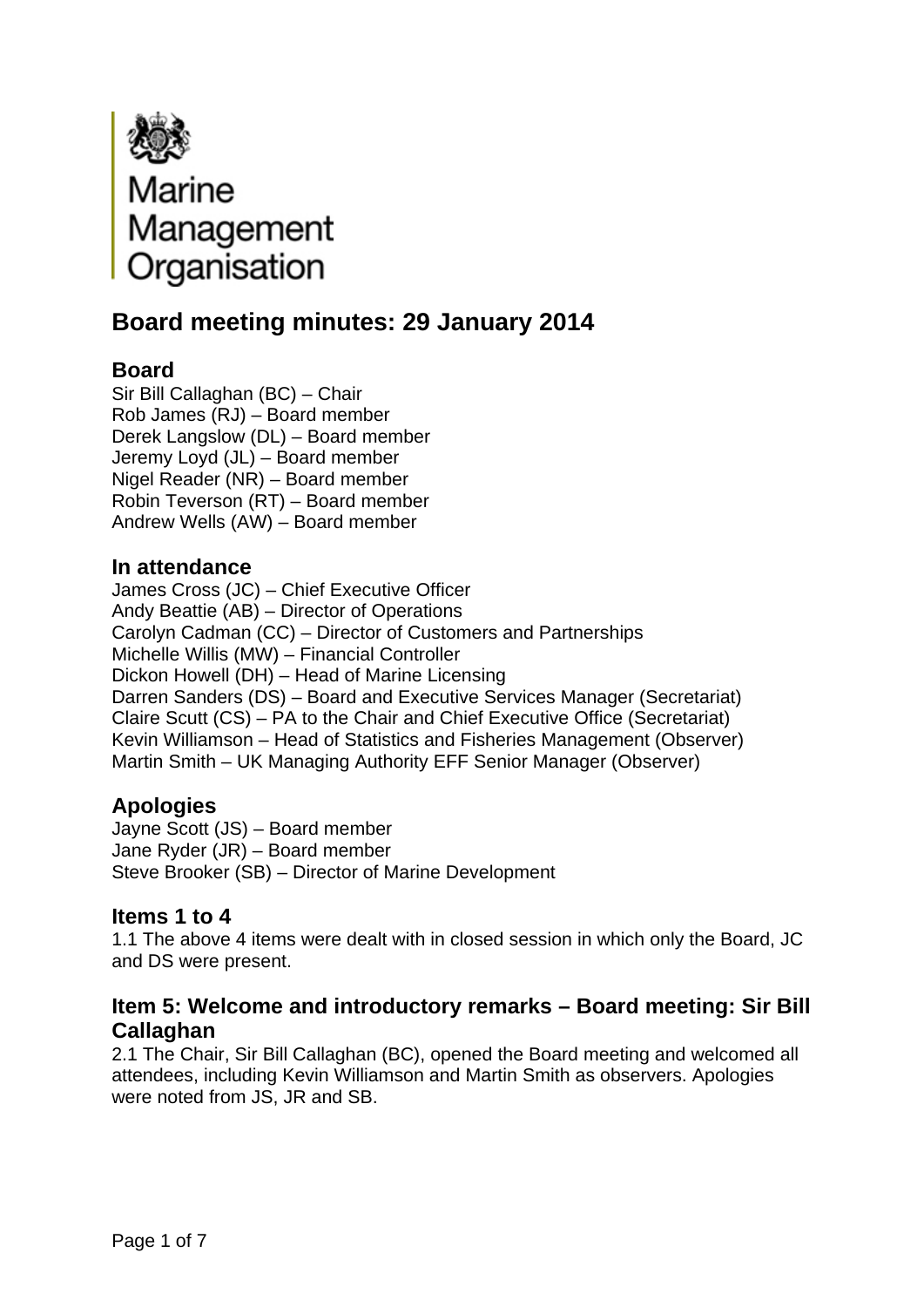Marine Management Organisation

# Board meeting minutes: 29 January 2014

## Board

Sir Bill Callaghan (BC) – Chair
Rob James (RJ) – Board member
Derek Langslow (DL) – Board member
Jeremy Loyd (JL) – Board member
Nigel Reader (NR) – Board member
Robin Teverson (RT) – Board member
Andrew Wells (AW) – Board member

## In attendance

James Cross (JC) – Chief Executive Officer
Andy Beattie (AB) – Director of Operations
Carolyn Cadman (CC) – Director of Customers and Partnerships
Michelle Willis (MW) – Financial Controller
Dickon Howell (DH) – Head of Marine Licensing
Darren Sanders (DS) – Board and Executive Services Manager (Secretariat)
Claire Scutt (CS) – PA to the Chair and Chief Executive Office (Secretariat)
Kevin Williamson – Head of Statistics and Fisheries Management (Observer)
Martin Smith – UK Managing Authority EFF Senior Manager (Observer)

## Apologies

Jayne Scott (JS) – Board member
Jane Ryder (JR) – Board member
Steve Brooker (SB) – Director of Marine Development

## Items 1 to 4

1.1 The above 4 items were dealt with in closed session in which only the Board, JC and DS were present.

## Item 5: Welcome and introductory remarks – Board meeting: Sir Bill Callaghan

2.1 The Chair, Sir Bill Callaghan (BC), opened the Board meeting and welcomed all attendees, including Kevin Williamson and Martin Smith as observers. Apologies were noted from JS, JR and SB.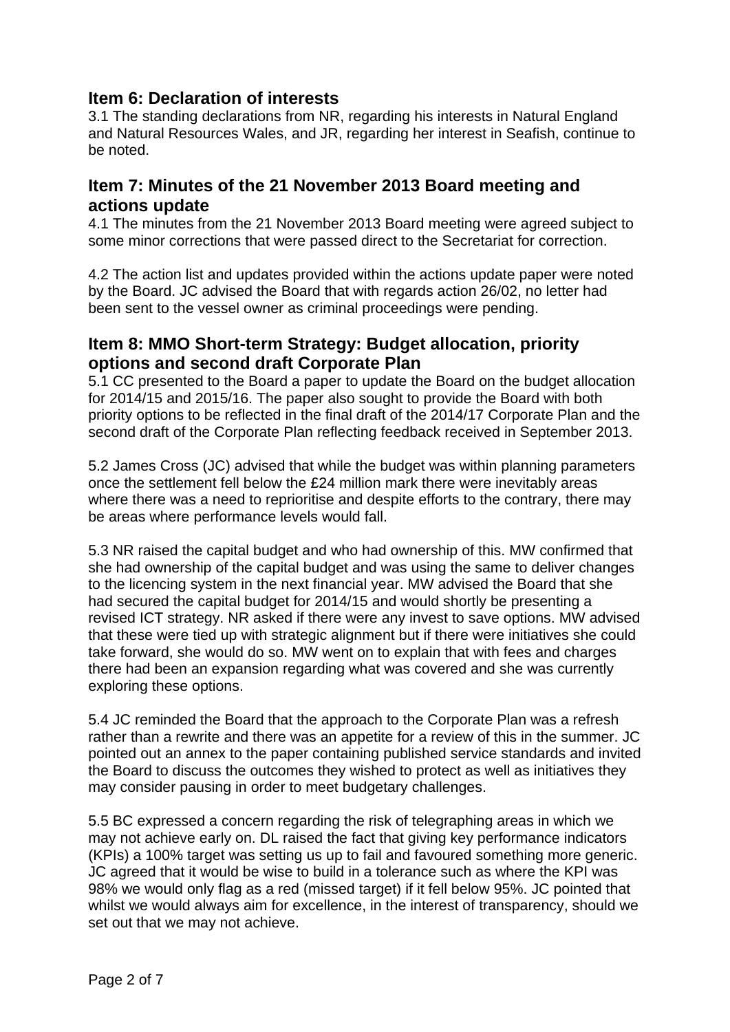## Item 6: Declaration of interests

3.1 The standing declarations from NR, regarding his interests in Natural England and Natural Resources Wales, and JR, regarding her interest in Seafish, continue to be noted.

## Item 7: Minutes of the 21 November 2013 Board meeting and actions update

4.1 The minutes from the 21 November 2013 Board meeting were agreed subject to some minor corrections that were passed direct to the Secretariat for correction.

4.2 The action list and updates provided within the actions update paper were noted by the Board. JC advised the Board that with regards action 26/02, no letter had been sent to the vessel owner as criminal proceedings were pending.

## Item 8: MMO Short-term Strategy: Budget allocation, priority options and second draft Corporate Plan

5.1 CC presented to the Board a paper to update the Board on the budget allocation for 2014/15 and 2015/16. The paper also sought to provide the Board with both priority options to be reflected in the final draft of the 2014/17 Corporate Plan and the second draft of the Corporate Plan reflecting feedback received in September 2013.

5.2 James Cross (JC) advised that while the budget was within planning parameters once the settlement fell below the £24 million mark there were inevitably areas where there was a need to reprioritise and despite efforts to the contrary, there may be areas where performance levels would fall.

5.3 NR raised the capital budget and who had ownership of this. MW confirmed that she had ownership of the capital budget and was using the same to deliver changes to the licencing system in the next financial year. MW advised the Board that she had secured the capital budget for 2014/15 and would shortly be presenting a revised ICT strategy. NR asked if there were any invest to save options. MW advised that these were tied up with strategic alignment but if there were initiatives she could take forward, she would do so. MW went on to explain that with fees and charges there had been an expansion regarding what was covered and she was currently exploring these options.

5.4 JC reminded the Board that the approach to the Corporate Plan was a refresh rather than a rewrite and there was an appetite for a review of this in the summer. JC pointed out an annex to the paper containing published service standards and invited the Board to discuss the outcomes they wished to protect as well as initiatives they may consider pausing in order to meet budgetary challenges.

5.5 BC expressed a concern regarding the risk of telegraphing areas in which we may not achieve early on. DL raised the fact that giving key performance indicators (KPIs) a 100% target was setting us up to fail and favoured something more generic. JC agreed that it would be wise to build in a tolerance such as where the KPI was 98% we would only flag as a red (missed target) if it fell below 95%. JC pointed that whilst we would always aim for excellence, in the interest of transparency, should we set out that we may not achieve.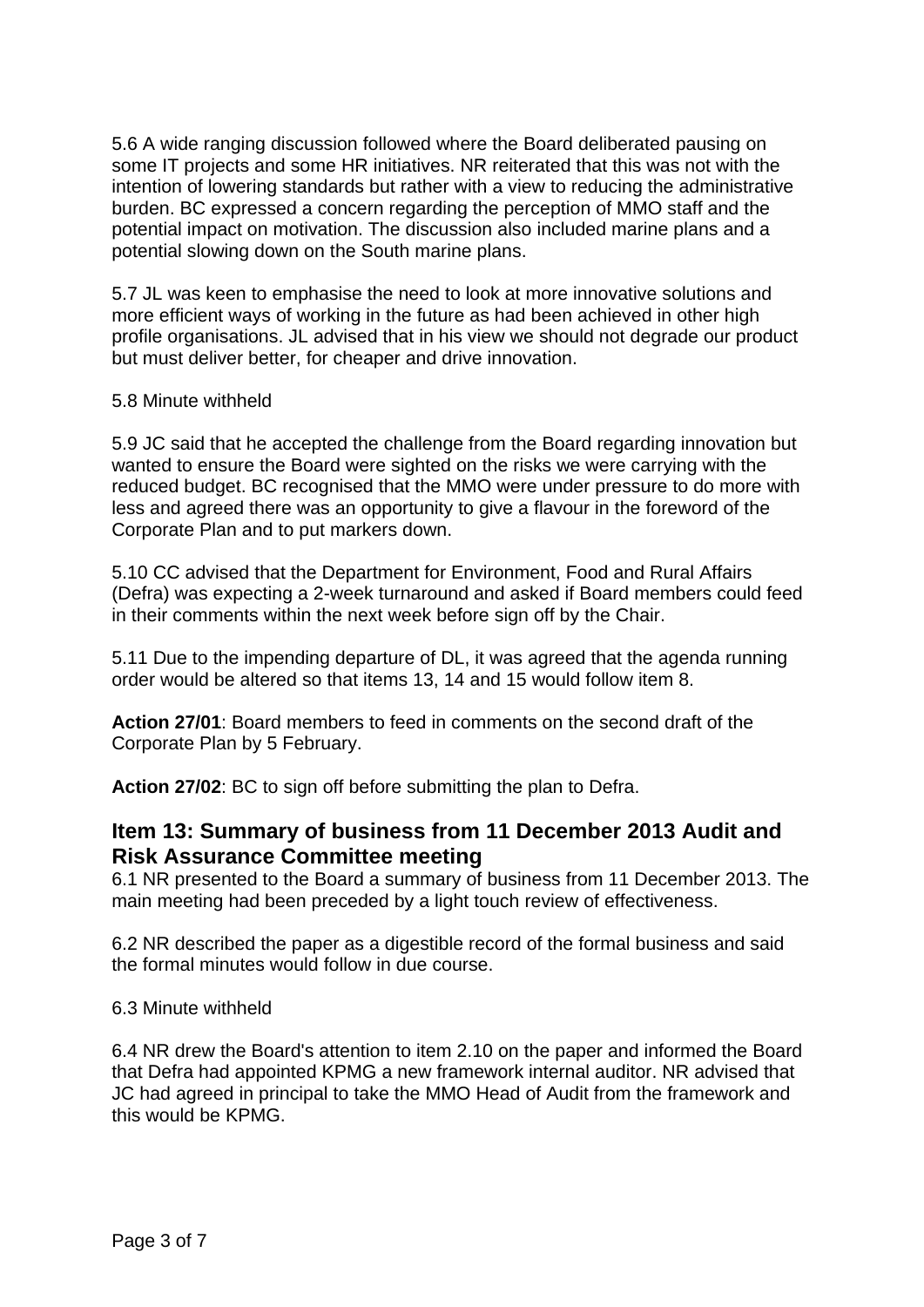5.6 A wide ranging discussion followed where the Board deliberated pausing on some IT projects and some HR initiatives. NR reiterated that this was not with the intention of lowering standards but rather with a view to reducing the administrative burden. BC expressed a concern regarding the perception of MMO staff and the potential impact on motivation. The discussion also included marine plans and a potential slowing down on the South marine plans.

5.7 JL was keen to emphasise the need to look at more innovative solutions and more efficient ways of working in the future as had been achieved in other high profile organisations. JL advised that in his view we should not degrade our product but must deliver better, for cheaper and drive innovation.

5.8 Minute withheld

5.9 JC said that he accepted the challenge from the Board regarding innovation but wanted to ensure the Board were sighted on the risks we were carrying with the reduced budget. BC recognised that the MMO were under pressure to do more with less and agreed there was an opportunity to give a flavour in the foreword of the Corporate Plan and to put markers down.

5.10 CC advised that the Department for Environment, Food and Rural Affairs (Defra) was expecting a 2-week turnaround and asked if Board members could feed in their comments within the next week before sign off by the Chair.

5.11 Due to the impending departure of DL, it was agreed that the agenda running order would be altered so that items 13, 14 and 15 would follow item 8.

**Action 27/01**: Board members to feed in comments on the second draft of the Corporate Plan by 5 February.

**Action 27/02**: BC to sign off before submitting the plan to Defra.

## Item 13: Summary of business from 11 December 2013 Audit and Risk Assurance Committee meeting

6.1 NR presented to the Board a summary of business from 11 December 2013. The main meeting had been preceded by a light touch review of effectiveness.

6.2 NR described the paper as a digestible record of the formal business and said the formal minutes would follow in due course.

6.3 Minute withheld

6.4 NR drew the Board's attention to item 2.10 on the paper and informed the Board that Defra had appointed KPMG a new framework internal auditor. NR advised that JC had agreed in principal to take the MMO Head of Audit from the framework and this would be KPMG.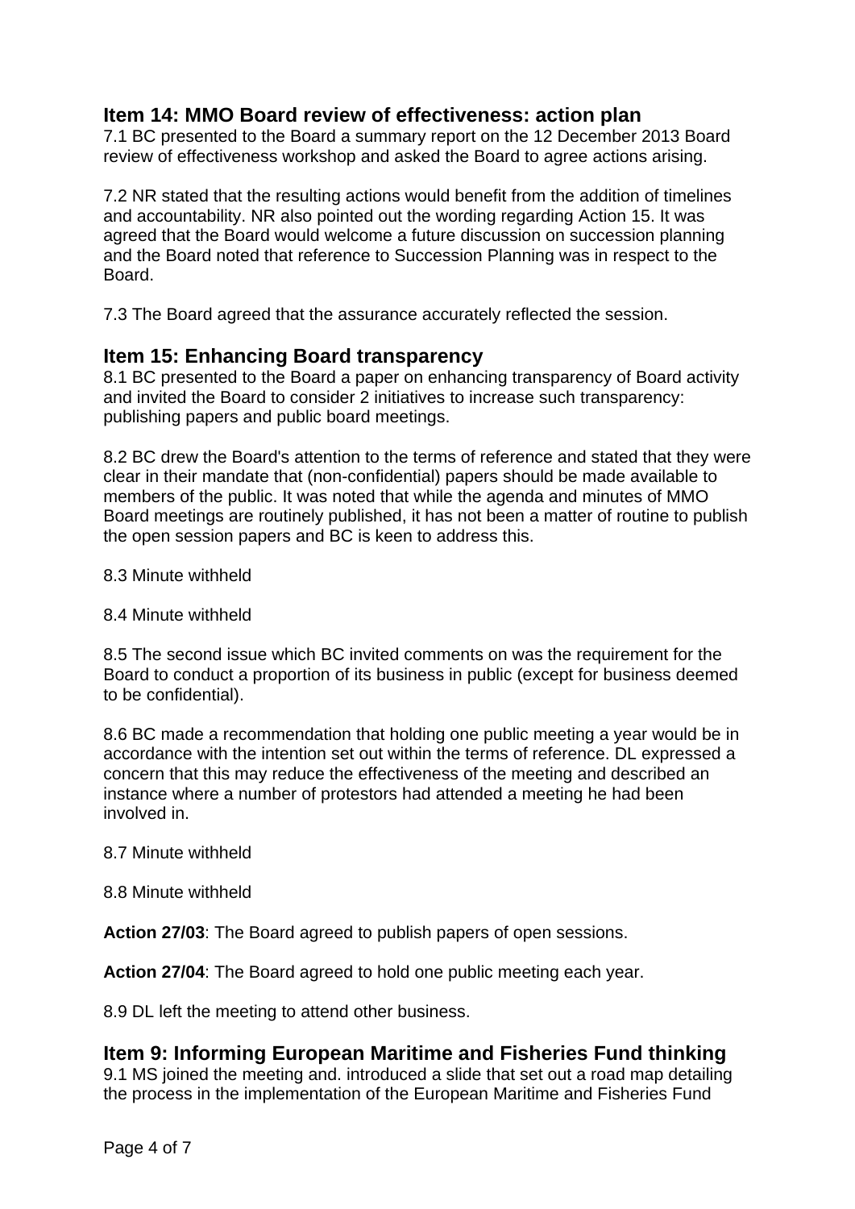## Item 14: MMO Board review of effectiveness: action plan

7.1 BC presented to the Board a summary report on the 12 December 2013 Board review of effectiveness workshop and asked the Board to agree actions arising.

7.2 NR stated that the resulting actions would benefit from the addition of timelines and accountability. NR also pointed out the wording regarding Action 15. It was agreed that the Board would welcome a future discussion on succession planning and the Board noted that reference to Succession Planning was in respect to the Board.

7.3 The Board agreed that the assurance accurately reflected the session.

## Item 15: Enhancing Board transparency

8.1 BC presented to the Board a paper on enhancing transparency of Board activity and invited the Board to consider 2 initiatives to increase such transparency: publishing papers and public board meetings.

8.2 BC drew the Board's attention to the terms of reference and stated that they were clear in their mandate that (non-confidential) papers should be made available to members of the public. It was noted that while the agenda and minutes of MMO Board meetings are routinely published, it has not been a matter of routine to publish the open session papers and BC is keen to address this.

8.3 Minute withheld

8.4 Minute withheld

8.5 The second issue which BC invited comments on was the requirement for the Board to conduct a proportion of its business in public (except for business deemed to be confidential).

8.6 BC made a recommendation that holding one public meeting a year would be in accordance with the intention set out within the terms of reference. DL expressed a concern that this may reduce the effectiveness of the meeting and described an instance where a number of protestors had attended a meeting he had been involved in.

8.7 Minute withheld

8.8 Minute withheld

**Action 27/03**: The Board agreed to publish papers of open sessions.

**Action 27/04**: The Board agreed to hold one public meeting each year.

8.9 DL left the meeting to attend other business.

## Item 9: Informing European Maritime and Fisheries Fund thinking

9.1 MS joined the meeting and. introduced a slide that set out a road map detailing the process in the implementation of the European Maritime and Fisheries Fund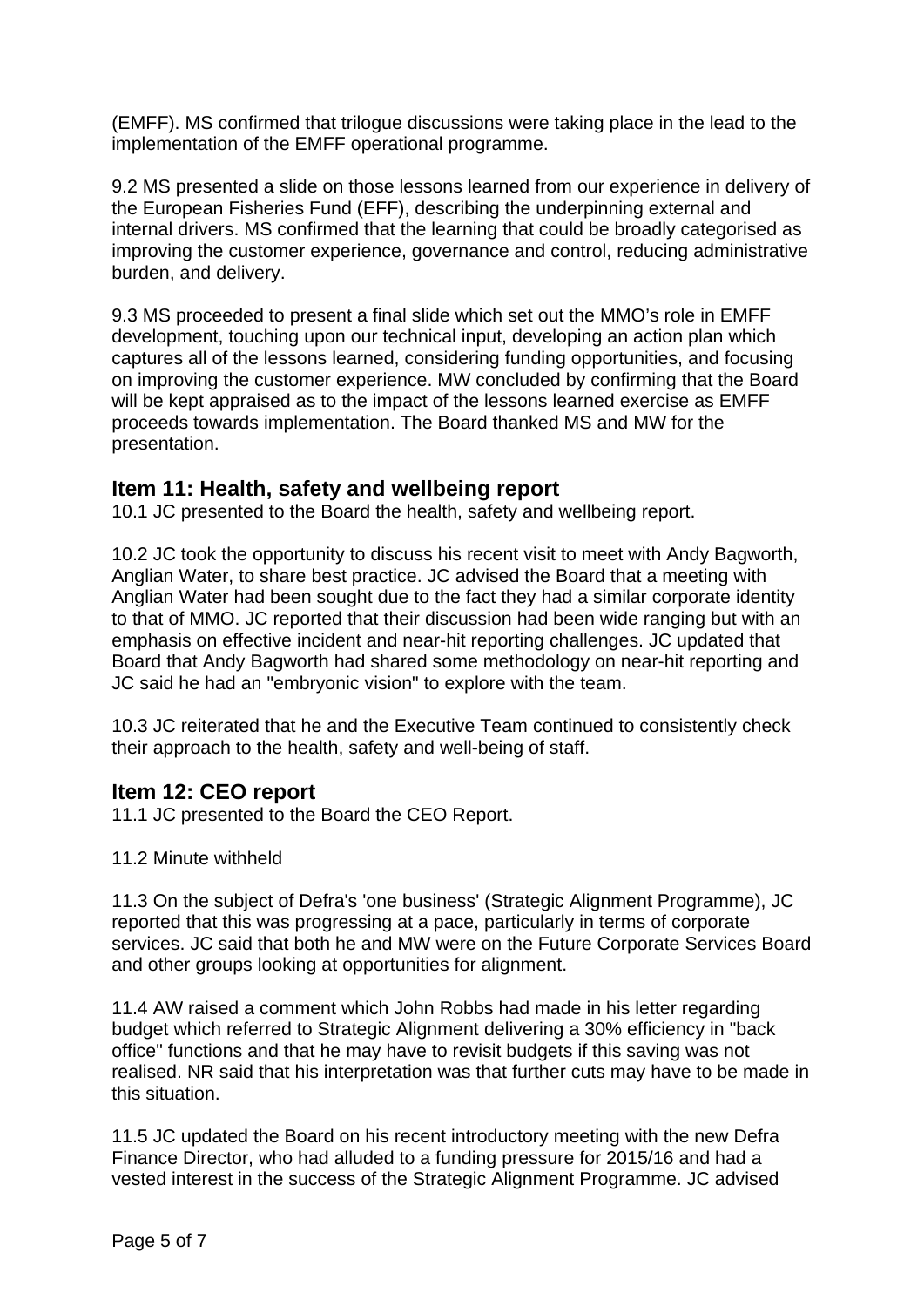(EMFF). MS confirmed that trilogue discussions were taking place in the lead to the implementation of the EMFF operational programme.

9.2 MS presented a slide on those lessons learned from our experience in delivery of the European Fisheries Fund (EFF), describing the underpinning external and internal drivers. MS confirmed that the learning that could be broadly categorised as improving the customer experience, governance and control, reducing administrative burden, and delivery.

9.3 MS proceeded to present a final slide which set out the MMO's role in EMFF development, touching upon our technical input, developing an action plan which captures all of the lessons learned, considering funding opportunities, and focusing on improving the customer experience. MW concluded by confirming that the Board will be kept appraised as to the impact of the lessons learned exercise as EMFF proceeds towards implementation. The Board thanked MS and MW for the presentation.

## Item 11: Health, safety and wellbeing report

10.1 JC presented to the Board the health, safety and wellbeing report.

10.2 JC took the opportunity to discuss his recent visit to meet with Andy Bagworth, Anglian Water, to share best practice. JC advised the Board that a meeting with Anglian Water had been sought due to the fact they had a similar corporate identity to that of MMO. JC reported that their discussion had been wide ranging but with an emphasis on effective incident and near-hit reporting challenges. JC updated that Board that Andy Bagworth had shared some methodology on near-hit reporting and JC said he had an "embryonic vision" to explore with the team.

10.3 JC reiterated that he and the Executive Team continued to consistently check their approach to the health, safety and well-being of staff.

## Item 12: CEO report

11.1 JC presented to the Board the CEO Report.

11.2 Minute withheld

11.3 On the subject of Defra's 'one business' (Strategic Alignment Programme), JC reported that this was progressing at a pace, particularly in terms of corporate services. JC said that both he and MW were on the Future Corporate Services Board and other groups looking at opportunities for alignment.

11.4 AW raised a comment which John Robbs had made in his letter regarding budget which referred to Strategic Alignment delivering a 30% efficiency in "back office" functions and that he may have to revisit budgets if this saving was not realised. NR said that his interpretation was that further cuts may have to be made in this situation.

11.5 JC updated the Board on his recent introductory meeting with the new Defra Finance Director, who had alluded to a funding pressure for 2015/16 and had a vested interest in the success of the Strategic Alignment Programme. JC advised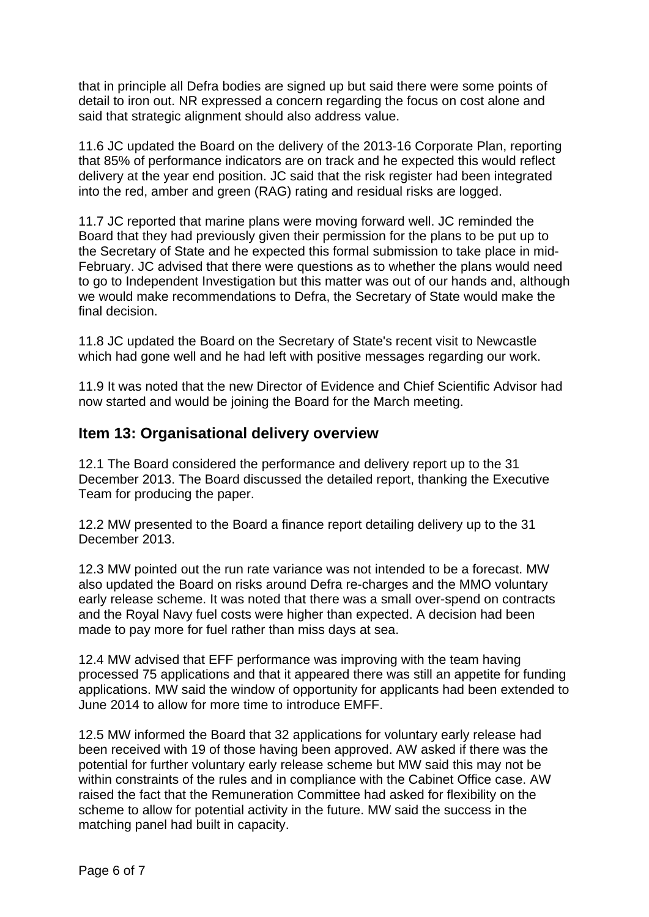that in principle all Defra bodies are signed up but said there were some points of detail to iron out. NR expressed a concern regarding the focus on cost alone and said that strategic alignment should also address value.

11.6 JC updated the Board on the delivery of the 2013-16 Corporate Plan, reporting that 85% of performance indicators are on track and he expected this would reflect delivery at the year end position. JC said that the risk register had been integrated into the red, amber and green (RAG) rating and residual risks are logged.

11.7 JC reported that marine plans were moving forward well. JC reminded the Board that they had previously given their permission for the plans to be put up to the Secretary of State and he expected this formal submission to take place in mid-February. JC advised that there were questions as to whether the plans would need to go to Independent Investigation but this matter was out of our hands and, although we would make recommendations to Defra, the Secretary of State would make the final decision.

11.8 JC updated the Board on the Secretary of State's recent visit to Newcastle which had gone well and he had left with positive messages regarding our work.

11.9 It was noted that the new Director of Evidence and Chief Scientific Advisor had now started and would be joining the Board for the March meeting.

## Item 13: Organisational delivery overview

12.1 The Board considered the performance and delivery report up to the 31 December 2013. The Board discussed the detailed report, thanking the Executive Team for producing the paper.

12.2 MW presented to the Board a finance report detailing delivery up to the 31 December 2013.

12.3 MW pointed out the run rate variance was not intended to be a forecast. MW also updated the Board on risks around Defra re-charges and the MMO voluntary early release scheme. It was noted that there was a small over-spend on contracts and the Royal Navy fuel costs were higher than expected. A decision had been made to pay more for fuel rather than miss days at sea.

12.4 MW advised that EFF performance was improving with the team having processed 75 applications and that it appeared there was still an appetite for funding applications. MW said the window of opportunity for applicants had been extended to June 2014 to allow for more time to introduce EMFF.

12.5 MW informed the Board that 32 applications for voluntary early release had been received with 19 of those having been approved. AW asked if there was the potential for further voluntary early release scheme but MW said this may not be within constraints of the rules and in compliance with the Cabinet Office case. AW raised the fact that the Remuneration Committee had asked for flexibility on the scheme to allow for potential activity in the future. MW said the success in the matching panel had built in capacity.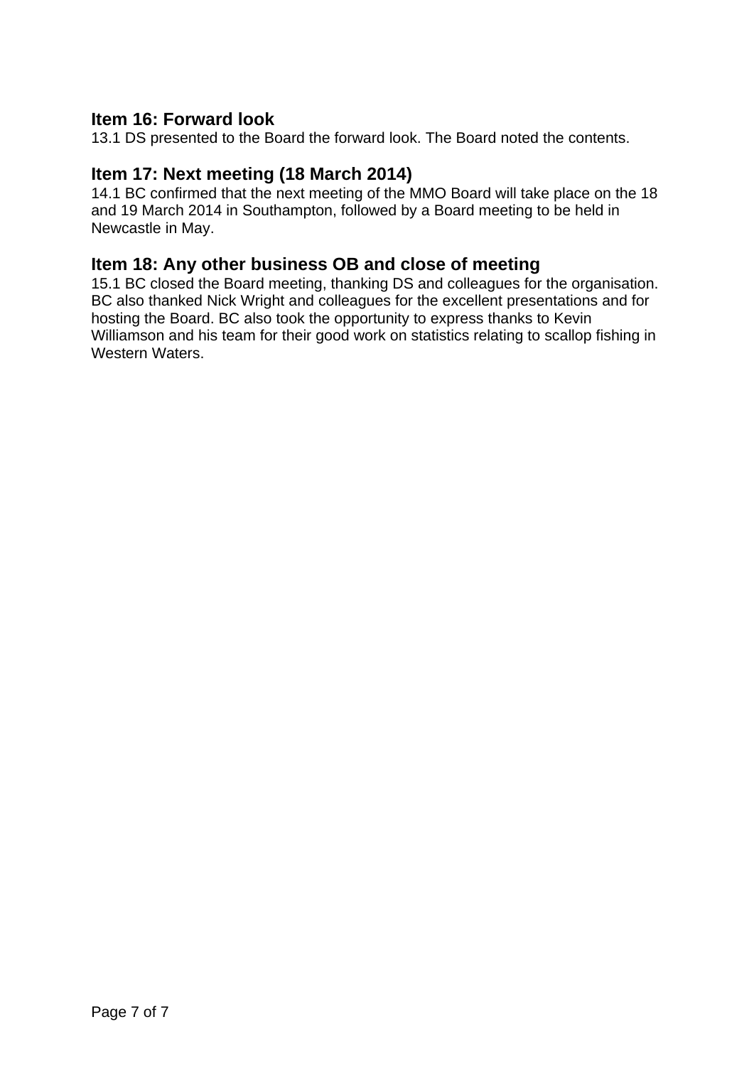## Item 16: Forward look

13.1 DS presented to the Board the forward look. The Board noted the contents.

## Item 17: Next meeting (18 March 2014)

14.1 BC confirmed that the next meeting of the MMO Board will take place on the 18 and 19 March 2014 in Southampton, followed by a Board meeting to be held in Newcastle in May.

## Item 18: Any other business OB and close of meeting

15.1 BC closed the Board meeting, thanking DS and colleagues for the organisation. BC also thanked Nick Wright and colleagues for the excellent presentations and for hosting the Board. BC also took the opportunity to express thanks to Kevin Williamson and his team for their good work on statistics relating to scallop fishing in Western Waters.